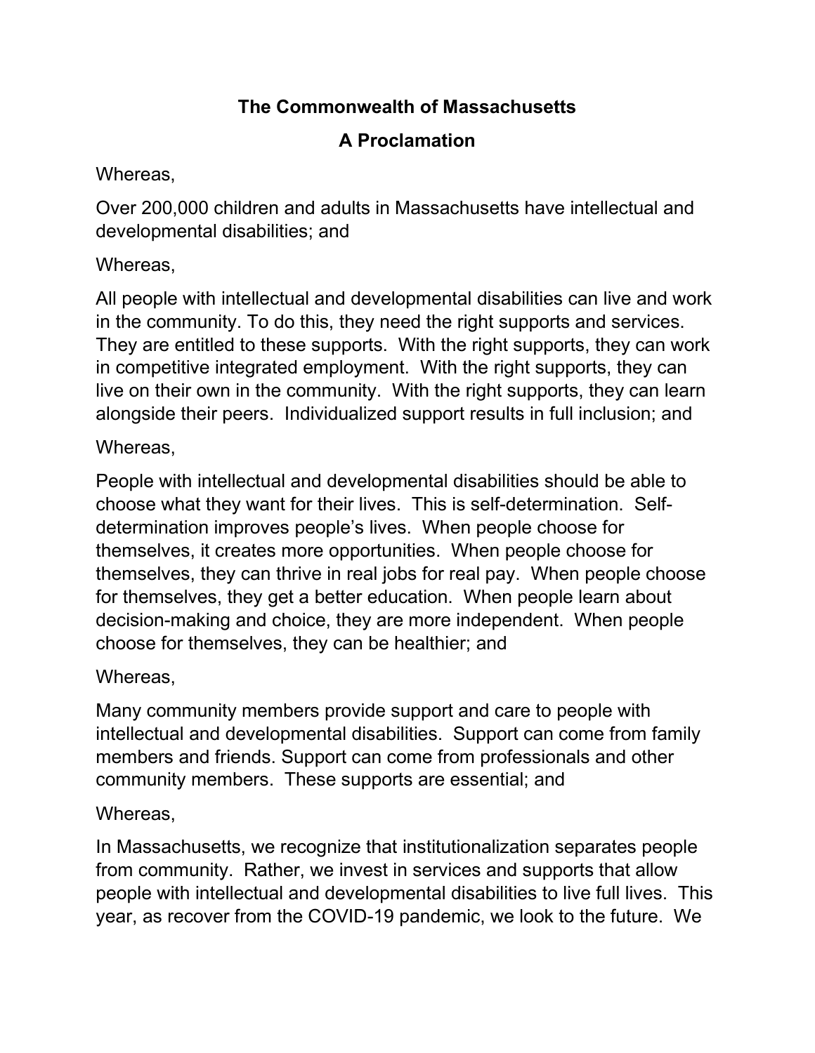**The Commonwealth of Massachusetts**

**A Proclamation**

Whereas,

Over 200,000 children and adults in Massachusetts have intellectual and developmental disabilities; and

Whereas,

All people with intellectual and developmental disabilities can live and work in the community. To do this, they need the right supports and services. They are entitled to these supports. With the right supports, they can work in competitive integrated employment. With the right supports, they can live on their own in the community. With the right supports, they can learn alongside their peers. Individualized support results in full inclusion; and

Whereas,

People with intellectual and developmental disabilities should be able to choose what they want for their lives. This is self-determination. Self-determination improves people's lives. When people choose for themselves, it creates more opportunities. When people choose for themselves, they can thrive in real jobs for real pay. When people choose for themselves, they get a better education. When people learn about decision-making and choice, they are more independent. When people choose for themselves, they can be healthier; and

Whereas,

Many community members provide support and care to people with intellectual and developmental disabilities. Support can come from family members and friends. Support can come from professionals and other community members. These supports are essential; and

Whereas,

In Massachusetts, we recognize that institutionalization separates people from community. Rather, we invest in services and supports that allow people with intellectual and developmental disabilities to live full lives. This year, as recover from the COVID-19 pandemic, we look to the future. We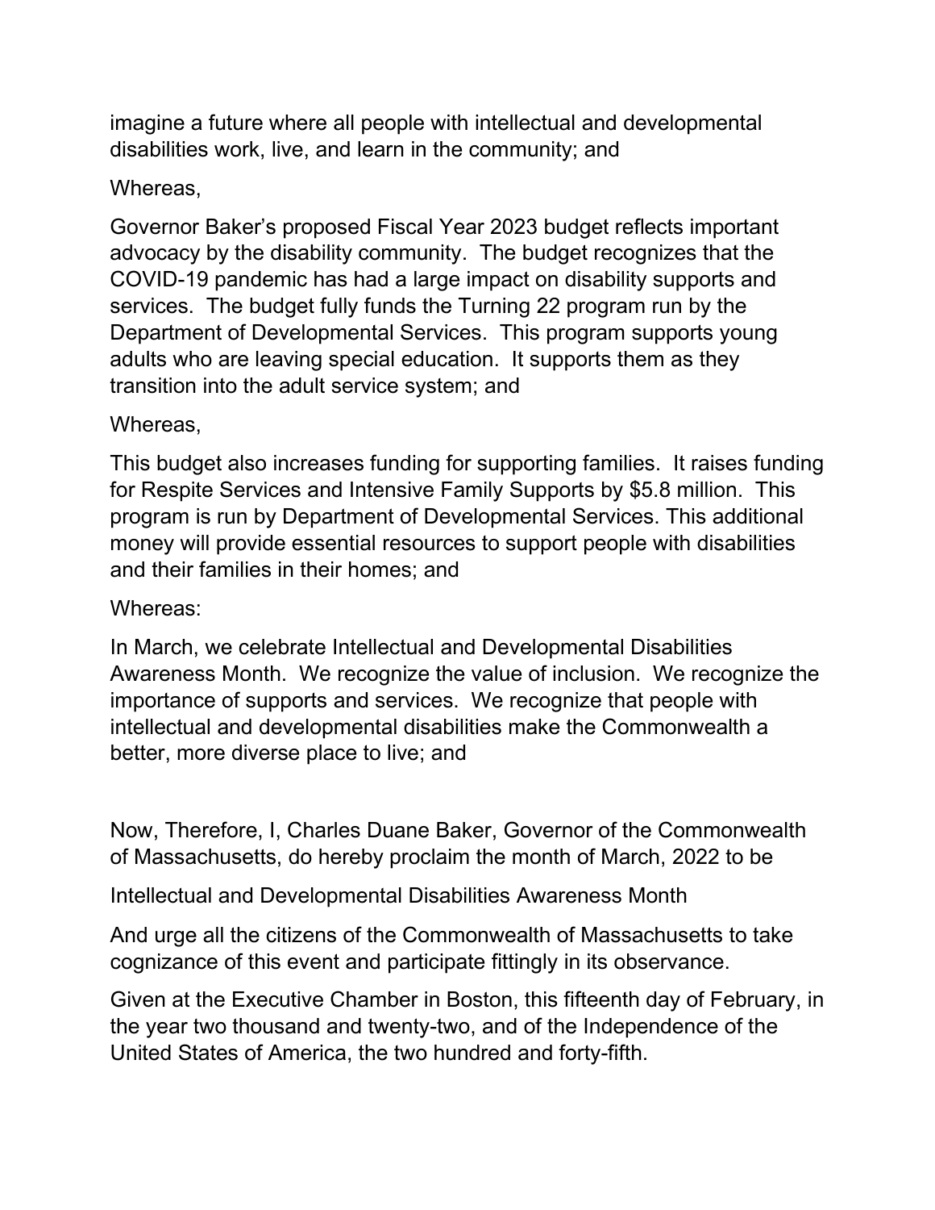imagine a future where all people with intellectual and developmental disabilities work, live, and learn in the community; and

Whereas,

Governor Baker's proposed Fiscal Year 2023 budget reflects important advocacy by the disability community. The budget recognizes that the COVID-19 pandemic has had a large impact on disability supports and services. The budget fully funds the Turning 22 program run by the Department of Developmental Services. This program supports young adults who are leaving special education. It supports them as they transition into the adult service system; and

Whereas,

This budget also increases funding for supporting families. It raises funding for Respite Services and Intensive Family Supports by $5.8 million. This program is run by Department of Developmental Services. This additional money will provide essential resources to support people with disabilities and their families in their homes; and

Whereas:

In March, we celebrate Intellectual and Developmental Disabilities Awareness Month. We recognize the value of inclusion. We recognize the importance of supports and services. We recognize that people with intellectual and developmental disabilities make the Commonwealth a better, more diverse place to live; and

Now, Therefore, I, Charles Duane Baker, Governor of the Commonwealth of Massachusetts, do hereby proclaim the month of March, 2022 to be

Intellectual and Developmental Disabilities Awareness Month

And urge all the citizens of the Commonwealth of Massachusetts to take cognizance of this event and participate fittingly in its observance.

Given at the Executive Chamber in Boston, this fifteenth day of February, in the year two thousand and twenty-two, and of the Independence of the United States of America, the two hundred and forty-fifth.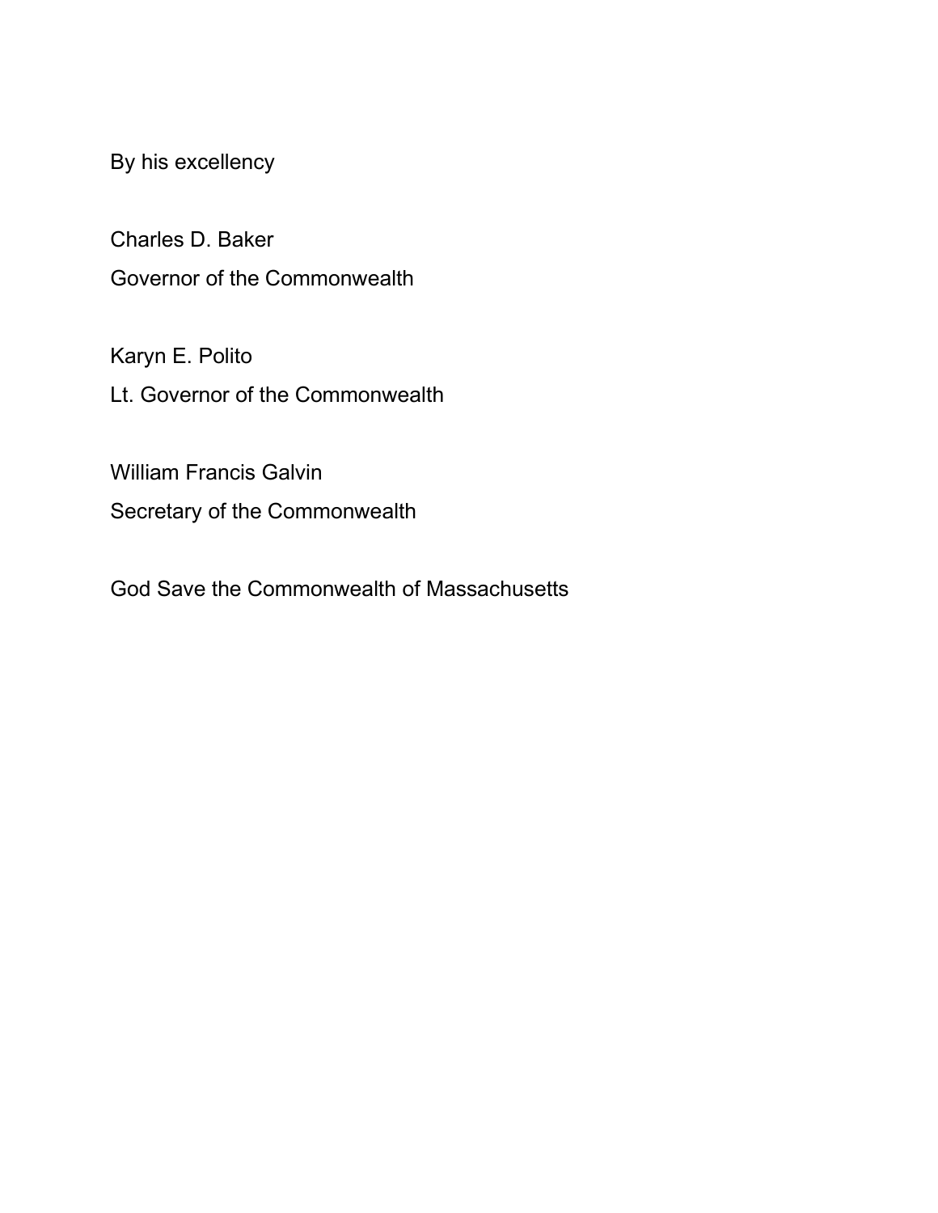By his excellency

Charles D. Baker
Governor of the Commonwealth

Karyn E. Polito
Lt. Governor of the Commonwealth

William Francis Galvin
Secretary of the Commonwealth

God Save the Commonwealth of Massachusetts